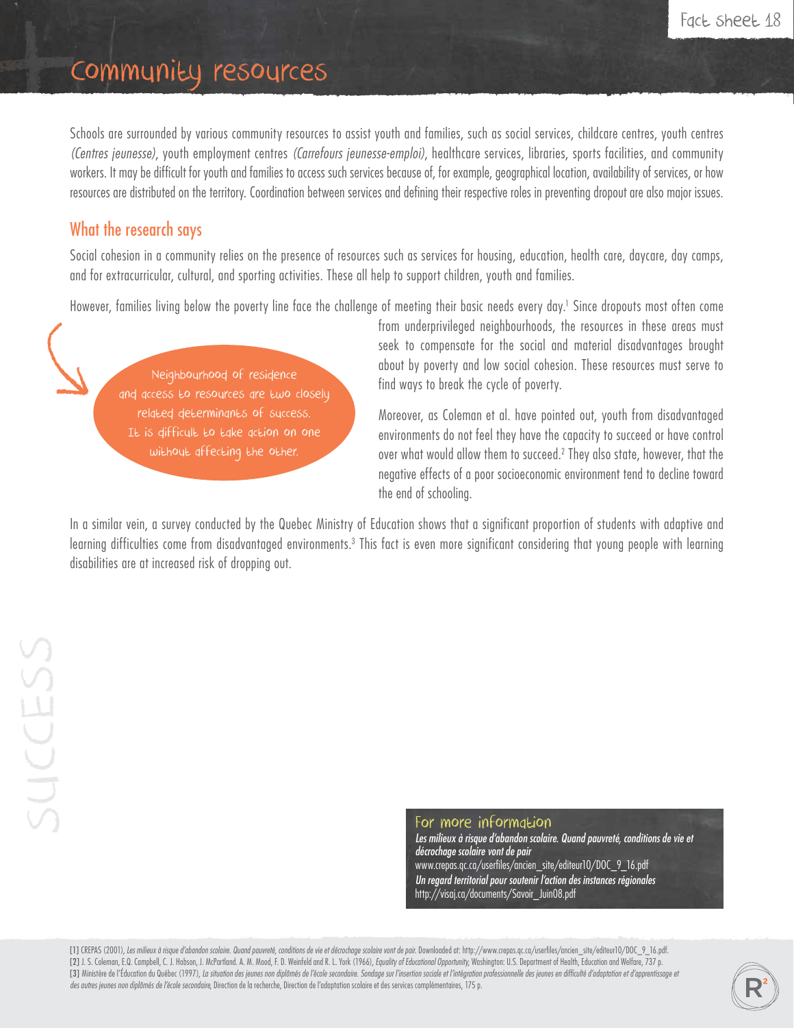# Community resources

Schools are surrounded by various community resources to assist youth and families, such as social services, childcare centres, youth centres *(Centres jeunesse)*, youth employment centres *(Carrefours jeunesse-emploi)*, healthcare services, libraries, sports facilities, and community workers. It may be difficult for youth and families to access such services because of, for example, geographical location, availability of services, or how resources are distributed on the territory. Coordination between services and defining their respective roles in preventing dropout are also major issues.

## What the research says

Social cohesion in a community relies on the presence of resources such as services for housing, education, health care, daycare, day camps, and for extracurricular, cultural, and sporting activities. These all help to support children, youth and families.

However, families living below the poverty line face the challenge of meeting their basic needs every day.[1] Since dropouts most often come from underprivileged neighbourhoods, the resources in these areas must seek to compensate for the social and material disadvantages brought about by poverty and low social cohesion. These resources must serve to find ways to break the cycle of poverty.

> Neighbourhood of residence and access to resources are two closely related determinants of success. It is difficult to take action on one without affecting the other.

Moreover, as Coleman et al. have pointed out, youth from disadvantaged environments do not feel they have the capacity to succeed or have control over what would allow them to succeed.[2] They also state, however, that the negative effects of a poor socioeconomic environment tend to decline toward the end of schooling.

In a similar vein, a survey conducted by the Quebec Ministry of Education shows that a significant proportion of students with adaptive and learning difficulties come from disadvantaged environments.[3] This fact is even more significant considering that young people with learning disabilities are at increased risk of dropping out.

### For more information

*Les milieux à risque d'abandon scolaire. Quand pauvreté, conditions de vie et décrochage scolaire vont de pair*
www.crepas.qc.ca/userfiles/ancien_site/editeur10/DOC_9_16.pdf

*Un regard territorial pour soutenir l'action des instances régionales*
http://visaj.ca/documents/Savoir_Juin08.pdf

[1] CREPAS (2001), *Les milieux à risque d'abandon scolaire. Quand pauvreté, conditions de vie et décrochage scolaire vont de pair.* Downloaded at: http://www.crepas.qc.ca/userfiles/ancien_site/editeur10/DOC_9_16.pdf.
[2] J. S. Coleman, E.Q. Campbell, C. J. Hobson, J. McPartland. A. M. Mood, F. D. Weinfeld and R. L. York (1966), *Equality of Educational Opportunity,* Washington: U.S. Department of Health, Education and Welfare, 737 p.
[3] Ministère de l'Éducation du Québec (1997), *La situation des jeunes non diplômés de l'école secondaire. Sondage sur l'insertion sociale et l'intégration professionnelle des jeunes en difficulté d'adaptation et d'apprentissage et des autres jeunes non diplômés de l'école secondaire,* Direction de la recherche, Direction de l'adaptation scolaire et des services complémentaires, 175 p.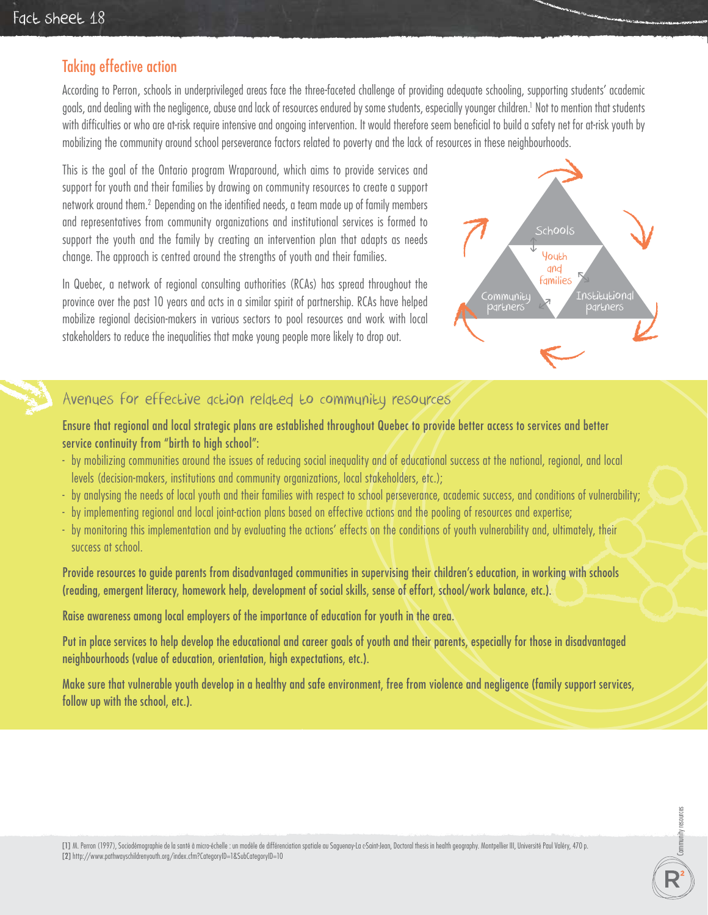## Taking effective action

According to Perron, schools in underprivileged areas face the three-faceted challenge of providing adequate schooling, supporting students' academic goals, and dealing with the negligence, abuse and lack of resources endured by some students, especially younger children.[1] Not to mention that students with difficulties or who are at-risk require intensive and ongoing intervention. It would therefore seem beneficial to build a safety net for at-risk youth by mobilizing the community around school perseverance factors related to poverty and the lack of resources in these neighbourhoods.

This is the goal of the Ontario program Wraparound, which aims to provide services and support for youth and their families by drawing on community resources to create a support network around them.[2] Depending on the identified needs, a team made up of family members and representatives from community organizations and institutional services is formed to support the youth and the family by creating an intervention plan that adapts as needs change. The approach is centred around the strengths of youth and their families.

In Quebec, a network of regional consulting authorities (RCAs) has spread throughout the province over the past 10 years and acts in a similar spirit of partnership. RCAs have helped mobilize regional decision-makers in various sectors to pool resources and work with local stakeholders to reduce the inequalities that make young people more likely to drop out.

Schools

Youth and families

Community partners

Institutional partners

## Avenues for effective action related to community resources

**Ensure that regional and local strategic plans are established throughout Quebec to provide better access to services and better service continuity from "birth to high school":**

- by mobilizing communities around the issues of reducing social inequality and of educational success at the national, regional, and local levels (decision-makers, institutions and community organizations, local stakeholders, etc.);
- by analysing the needs of local youth and their families with respect to school perseverance, academic success, and conditions of vulnerability;
- by implementing regional and local joint-action plans based on effective actions and the pooling of resources and expertise;
- by monitoring this implementation and by evaluating the actions' effects on the conditions of youth vulnerability and, ultimately, their success at school.

**Provide resources to guide parents from disadvantaged communities in supervising their children's education, in working with schools (reading, emergent literacy, homework help, development of social skills, sense of effort, school/work balance, etc.).**

**Raise awareness among local employers of the importance of education for youth in the area.**

**Put in place services to help develop the educational and career goals of youth and their parents, especially for those in disadvantaged neighbourhoods (value of education, orientation, high expectations, etc.).**

**Make sure that vulnerable youth develop in a healthy and safe environment, free from violence and negligence (family support services, follow up with the school, etc.).**

[1] M. Perron (1997), Sociodémographie de la santé à micro-échelle : un modèle de différenciation spatiale au Saguenay-Lac-Saint-Jean, Doctoral thesis in health geography. Montpellier III, Université Paul Valéry, 470 p.
[2] http://www.pathwayschildrenyouth.org/index.cfm?CategoryID=1&SubCategoryID=10